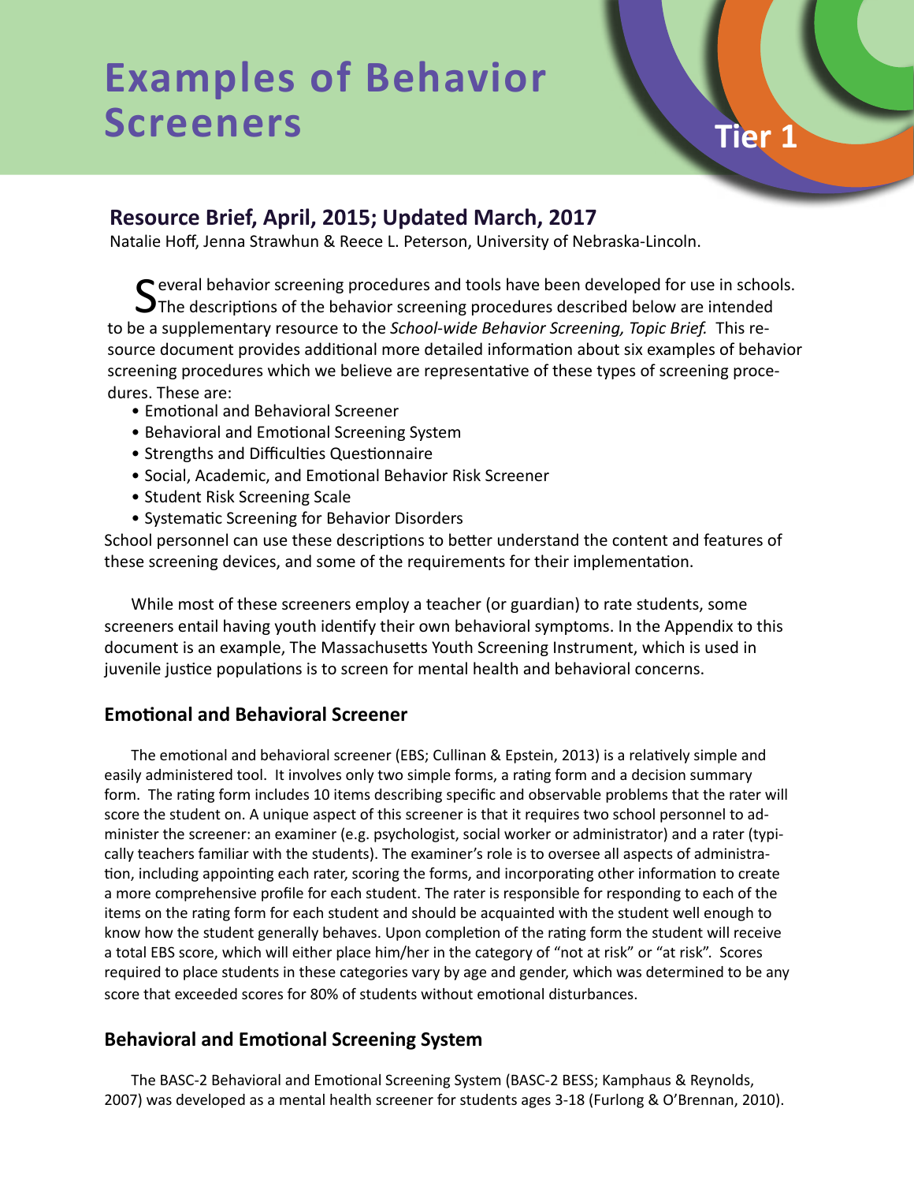# Examples of Behavior Screeners

Tier 1

## Resource Brief, April, 2015; Updated March, 2017

Natalie Hoff, Jenna Strawhun & Reece L. Peterson, University of Nebraska-Lincoln.

Several behavior screening procedures and tools have been developed for use in schools. The descriptions of the behavior screening procedures described below are intended to be a supplementary resource to the *School-wide Behavior Screening, Topic Brief.* This resource document provides additional more detailed information about six examples of behavior screening procedures which we believe are representative of these types of screening procedures. These are:

- Emotional and Behavioral Screener
- Behavioral and Emotional Screening System
- Strengths and Difficulties Questionnaire
- Social, Academic, and Emotional Behavior Risk Screener
- Student Risk Screening Scale
- Systematic Screening for Behavior Disorders

School personnel can use these descriptions to better understand the content and features of these screening devices, and some of the requirements for their implementation.

While most of these screeners employ a teacher (or guardian) to rate students, some screeners entail having youth identify their own behavioral symptoms. In the Appendix to this document is an example, The Massachusetts Youth Screening Instrument, which is used in juvenile justice populations is to screen for mental health and behavioral concerns.

### Emotional and Behavioral Screener

The emotional and behavioral screener (EBS; Cullinan & Epstein, 2013) is a relatively simple and easily administered tool. It involves only two simple forms, a rating form and a decision summary form. The rating form includes 10 items describing specific and observable problems that the rater will score the student on. A unique aspect of this screener is that it requires two school personnel to administer the screener: an examiner (e.g. psychologist, social worker or administrator) and a rater (typically teachers familiar with the students). The examiner's role is to oversee all aspects of administration, including appointing each rater, scoring the forms, and incorporating other information to create a more comprehensive profile for each student. The rater is responsible for responding to each of the items on the rating form for each student and should be acquainted with the student well enough to know how the student generally behaves. Upon completion of the rating form the student will receive a total EBS score, which will either place him/her in the category of "not at risk" or "at risk". Scores required to place students in these categories vary by age and gender, which was determined to be any score that exceeded scores for 80% of students without emotional disturbances.

### Behavioral and Emotional Screening System

The BASC-2 Behavioral and Emotional Screening System (BASC-2 BESS; Kamphaus & Reynolds, 2007) was developed as a mental health screener for students ages 3-18 (Furlong & O'Brennan, 2010).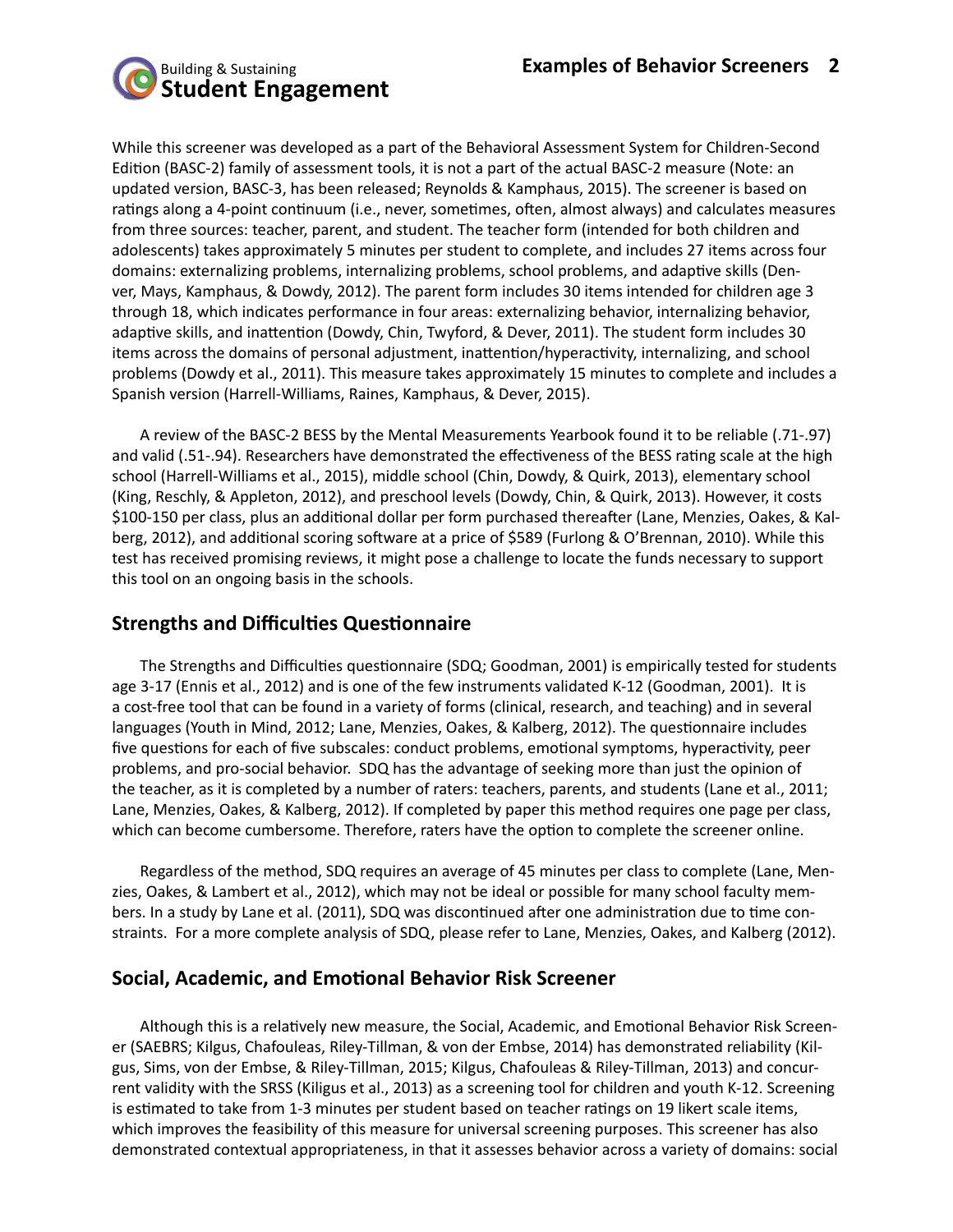While this screener was developed as a part of the Behavioral Assessment System for Children-Second Edition (BASC-2) family of assessment tools, it is not a part of the actual BASC-2 measure (Note: an updated version, BASC-3, has been released; Reynolds & Kamphaus, 2015). The screener is based on ratings along a 4-point continuum (i.e., never, sometimes, often, almost always) and calculates measures from three sources: teacher, parent, and student. The teacher form (intended for both children and adolescents) takes approximately 5 minutes per student to complete, and includes 27 items across four domains: externalizing problems, internalizing problems, school problems, and adaptive skills (Denver, Mays, Kamphaus, & Dowdy, 2012). The parent form includes 30 items intended for children age 3 through 18, which indicates performance in four areas: externalizing behavior, internalizing behavior, adaptive skills, and inattention (Dowdy, Chin, Twyford, & Dever, 2011). The student form includes 30 items across the domains of personal adjustment, inattention/hyperactivity, internalizing, and school problems (Dowdy et al., 2011). This measure takes approximately 15 minutes to complete and includes a Spanish version (Harrell-Williams, Raines, Kamphaus, & Dever, 2015).

A review of the BASC-2 BESS by the Mental Measurements Yearbook found it to be reliable (.71-.97) and valid (.51-.94). Researchers have demonstrated the effectiveness of the BESS rating scale at the high school (Harrell-Williams et al., 2015), middle school (Chin, Dowdy, & Quirk, 2013), elementary school (King, Reschly, & Appleton, 2012), and preschool levels (Dowdy, Chin, & Quirk, 2013). However, it costs $100-150 per class, plus an additional dollar per form purchased thereafter (Lane, Menzies, Oakes, & Kalberg, 2012), and additional scoring software at a price of $589 (Furlong & O'Brennan, 2010). While this test has received promising reviews, it might pose a challenge to locate the funds necessary to support this tool on an ongoing basis in the schools.

## Strengths and Difficulties Questionnaire

The Strengths and Difficulties questionnaire (SDQ; Goodman, 2001) is empirically tested for students age 3-17 (Ennis et al., 2012) and is one of the few instruments validated K-12 (Goodman, 2001). It is a cost-free tool that can be found in a variety of forms (clinical, research, and teaching) and in several languages (Youth in Mind, 2012; Lane, Menzies, Oakes, & Kalberg, 2012). The questionnaire includes five questions for each of five subscales: conduct problems, emotional symptoms, hyperactivity, peer problems, and pro-social behavior. SDQ has the advantage of seeking more than just the opinion of the teacher, as it is completed by a number of raters: teachers, parents, and students (Lane et al., 2011; Lane, Menzies, Oakes, & Kalberg, 2012). If completed by paper this method requires one page per class, which can become cumbersome. Therefore, raters have the option to complete the screener online.

Regardless of the method, SDQ requires an average of 45 minutes per class to complete (Lane, Menzies, Oakes, & Lambert et al., 2012), which may not be ideal or possible for many school faculty members. In a study by Lane et al. (2011), SDQ was discontinued after one administration due to time constraints. For a more complete analysis of SDQ, please refer to Lane, Menzies, Oakes, and Kalberg (2012).

## Social, Academic, and Emotional Behavior Risk Screener

Although this is a relatively new measure, the Social, Academic, and Emotional Behavior Risk Screener (SAEBRS; Kilgus, Chafouleas, Riley-Tillman, & von der Embse, 2014) has demonstrated reliability (Kilgus, Sims, von der Embse, & Riley-Tillman, 2015; Kilgus, Chafouleas & Riley-Tillman, 2013) and concurrent validity with the SRSS (Kiligus et al., 2013) as a screening tool for children and youth K-12. Screening is estimated to take from 1-3 minutes per student based on teacher ratings on 19 likert scale items, which improves the feasibility of this measure for universal screening purposes. This screener has also demonstrated contextual appropriateness, in that it assesses behavior across a variety of domains: social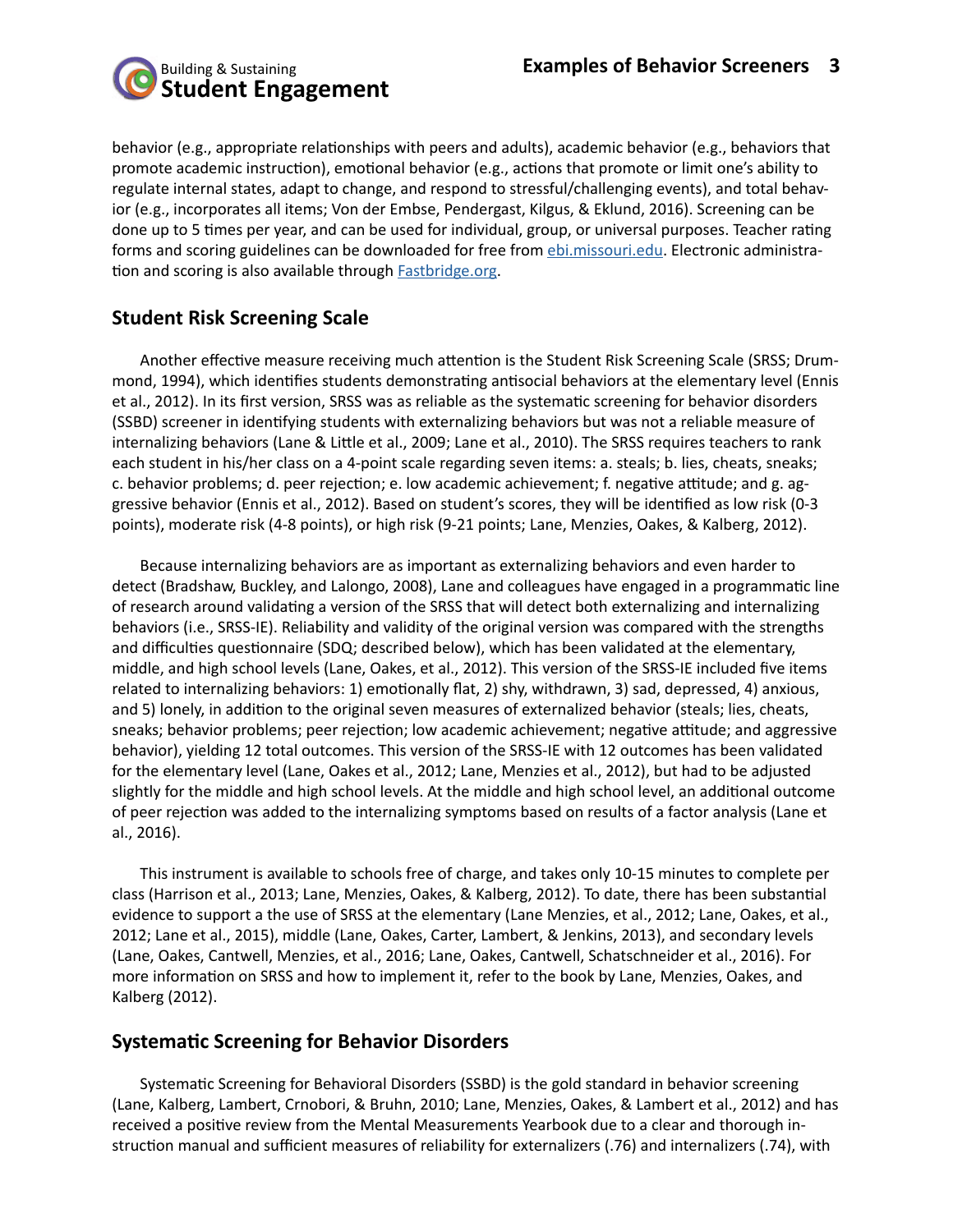behavior (e.g., appropriate relationships with peers and adults), academic behavior (e.g., behaviors that promote academic instruction), emotional behavior (e.g., actions that promote or limit one's ability to regulate internal states, adapt to change, and respond to stressful/challenging events), and total behavior (e.g., incorporates all items; Von der Embse, Pendergast, Kilgus, & Eklund, 2016). Screening can be done up to 5 times per year, and can be used for individual, group, or universal purposes. Teacher rating forms and scoring guidelines can be downloaded for free from [ebi.missouri.edu](ebi.missouri.edu). Electronic administration and scoring is also available through [Fastbridge.org](Fastbridge.org).

## Student Risk Screening Scale

Another effective measure receiving much attention is the Student Risk Screening Scale (SRSS; Drummond, 1994), which identifies students demonstrating antisocial behaviors at the elementary level (Ennis et al., 2012). In its first version, SRSS was as reliable as the systematic screening for behavior disorders (SSBD) screener in identifying students with externalizing behaviors but was not a reliable measure of internalizing behaviors (Lane & Little et al., 2009; Lane et al., 2010). The SRSS requires teachers to rank each student in his/her class on a 4-point scale regarding seven items: a. steals; b. lies, cheats, sneaks; c. behavior problems; d. peer rejection; e. low academic achievement; f. negative attitude; and g. aggressive behavior (Ennis et al., 2012). Based on student's scores, they will be identified as low risk (0-3 points), moderate risk (4-8 points), or high risk (9-21 points; Lane, Menzies, Oakes, & Kalberg, 2012).

Because internalizing behaviors are as important as externalizing behaviors and even harder to detect (Bradshaw, Buckley, and Lalongo, 2008), Lane and colleagues have engaged in a programmatic line of research around validating a version of the SRSS that will detect both externalizing and internalizing behaviors (i.e., SRSS-IE). Reliability and validity of the original version was compared with the strengths and difficulties questionnaire (SDQ; described below), which has been validated at the elementary, middle, and high school levels (Lane, Oakes, et al., 2012). This version of the SRSS-IE included five items related to internalizing behaviors: 1) emotionally flat, 2) shy, withdrawn, 3) sad, depressed, 4) anxious, and 5) lonely, in addition to the original seven measures of externalized behavior (steals; lies, cheats, sneaks; behavior problems; peer rejection; low academic achievement; negative attitude; and aggressive behavior), yielding 12 total outcomes. This version of the SRSS-IE with 12 outcomes has been validated for the elementary level (Lane, Oakes et al., 2012; Lane, Menzies et al., 2012), but had to be adjusted slightly for the middle and high school levels. At the middle and high school level, an additional outcome of peer rejection was added to the internalizing symptoms based on results of a factor analysis (Lane et al., 2016).

This instrument is available to schools free of charge, and takes only 10-15 minutes to complete per class (Harrison et al., 2013; Lane, Menzies, Oakes, & Kalberg, 2012). To date, there has been substantial evidence to support a the use of SRSS at the elementary (Lane Menzies, et al., 2012; Lane, Oakes, et al., 2012; Lane et al., 2015), middle (Lane, Oakes, Carter, Lambert, & Jenkins, 2013), and secondary levels (Lane, Oakes, Cantwell, Menzies, et al., 2016; Lane, Oakes, Cantwell, Schatschneider et al., 2016). For more information on SRSS and how to implement it, refer to the book by Lane, Menzies, Oakes, and Kalberg (2012).

## Systematic Screening for Behavior Disorders

Systematic Screening for Behavioral Disorders (SSBD) is the gold standard in behavior screening (Lane, Kalberg, Lambert, Crnobori, & Bruhn, 2010; Lane, Menzies, Oakes, & Lambert et al., 2012) and has received a positive review from the Mental Measurements Yearbook due to a clear and thorough instruction manual and sufficient measures of reliability for externalizers (.76) and internalizers (.74), with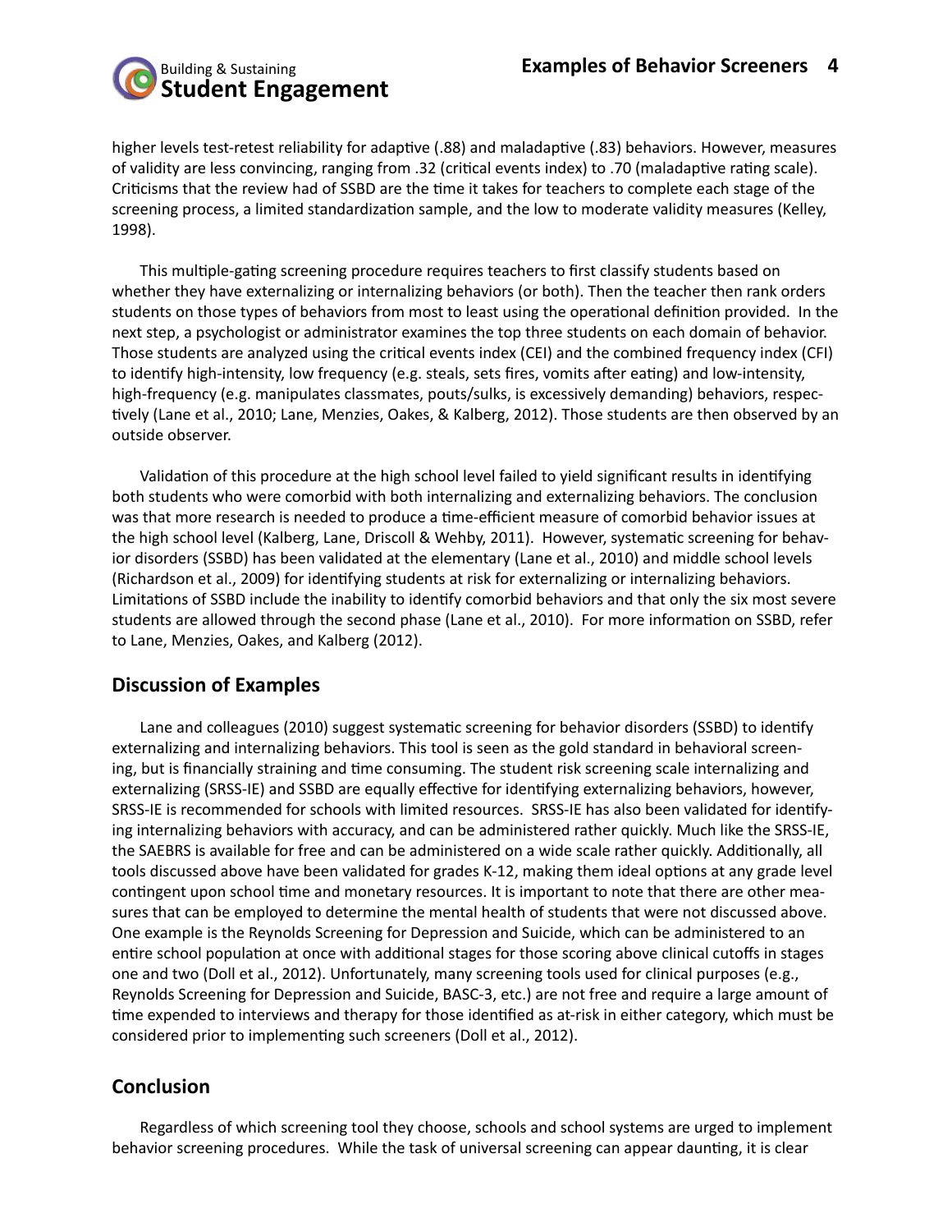higher levels test-retest reliability for adaptive (.88) and maladaptive (.83) behaviors. However, measures of validity are less convincing, ranging from .32 (critical events index) to .70 (maladaptive rating scale). Criticisms that the review had of SSBD are the time it takes for teachers to complete each stage of the screening process, a limited standardization sample, and the low to moderate validity measures (Kelley, 1998).

This multiple-gating screening procedure requires teachers to first classify students based on whether they have externalizing or internalizing behaviors (or both). Then the teacher then rank orders students on those types of behaviors from most to least using the operational definition provided. In the next step, a psychologist or administrator examines the top three students on each domain of behavior. Those students are analyzed using the critical events index (CEI) and the combined frequency index (CFI) to identify high-intensity, low frequency (e.g. steals, sets fires, vomits after eating) and low-intensity, high-frequency (e.g. manipulates classmates, pouts/sulks, is excessively demanding) behaviors, respectively (Lane et al., 2010; Lane, Menzies, Oakes, & Kalberg, 2012). Those students are then observed by an outside observer.

Validation of this procedure at the high school level failed to yield significant results in identifying both students who were comorbid with both internalizing and externalizing behaviors. The conclusion was that more research is needed to produce a time-efficient measure of comorbid behavior issues at the high school level (Kalberg, Lane, Driscoll & Wehby, 2011). However, systematic screening for behavior disorders (SSBD) has been validated at the elementary (Lane et al., 2010) and middle school levels (Richardson et al., 2009) for identifying students at risk for externalizing or internalizing behaviors. Limitations of SSBD include the inability to identify comorbid behaviors and that only the six most severe students are allowed through the second phase (Lane et al., 2010). For more information on SSBD, refer to Lane, Menzies, Oakes, and Kalberg (2012).

## Discussion of Examples

Lane and colleagues (2010) suggest systematic screening for behavior disorders (SSBD) to identify externalizing and internalizing behaviors. This tool is seen as the gold standard in behavioral screening, but is financially straining and time consuming. The student risk screening scale internalizing and externalizing (SRSS-IE) and SSBD are equally effective for identifying externalizing behaviors, however, SRSS-IE is recommended for schools with limited resources. SRSS-IE has also been validated for identifying internalizing behaviors with accuracy, and can be administered rather quickly. Much like the SRSS-IE, the SAEBRS is available for free and can be administered on a wide scale rather quickly. Additionally, all tools discussed above have been validated for grades K-12, making them ideal options at any grade level contingent upon school time and monetary resources. It is important to note that there are other measures that can be employed to determine the mental health of students that were not discussed above. One example is the Reynolds Screening for Depression and Suicide, which can be administered to an entire school population at once with additional stages for those scoring above clinical cutoffs in stages one and two (Doll et al., 2012). Unfortunately, many screening tools used for clinical purposes (e.g., Reynolds Screening for Depression and Suicide, BASC-3, etc.) are not free and require a large amount of time expended to interviews and therapy for those identified as at-risk in either category, which must be considered prior to implementing such screeners (Doll et al., 2012).

## Conclusion

Regardless of which screening tool they choose, schools and school systems are urged to implement behavior screening procedures. While the task of universal screening can appear daunting, it is clear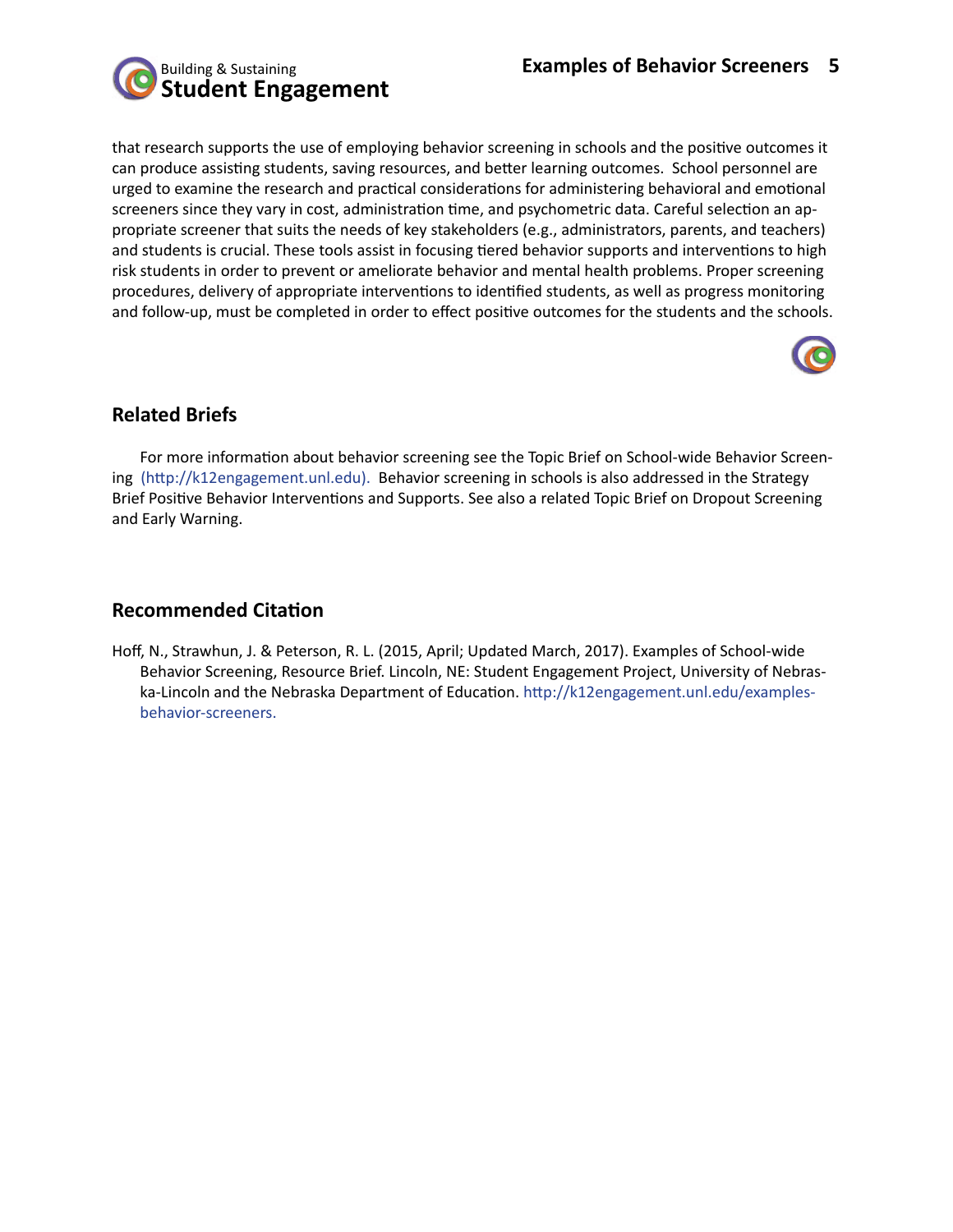that research supports the use of employing behavior screening in schools and the positive outcomes it can produce assisting students, saving resources, and better learning outcomes.  School personnel are urged to examine the research and practical considerations for administering behavioral and emotional screeners since they vary in cost, administration time, and psychometric data. Careful selection an appropriate screener that suits the needs of key stakeholders (e.g., administrators, parents, and teachers) and students is crucial. These tools assist in focusing tiered behavior supports and interventions to high risk students in order to prevent or ameliorate behavior and mental health problems. Proper screening procedures, delivery of appropriate interventions to identified students, as well as progress monitoring and follow-up, must be completed in order to effect positive outcomes for the students and the schools.

## Related Briefs

For more information about behavior screening see the Topic Brief on School-wide Behavior Screening (http://k12engagement.unl.edu). Behavior screening in schools is also addressed in the Strategy Brief Positive Behavior Interventions and Supports. See also a related Topic Brief on Dropout Screening and Early Warning.

## Recommended Citation

Hoff, N., Strawhun, J. & Peterson, R. L. (2015, April; Updated March, 2017). Examples of School-wide Behavior Screening, Resource Brief. Lincoln, NE: Student Engagement Project, University of Nebraska-Lincoln and the Nebraska Department of Education. http://k12engagement.unl.edu/examples-behavior-screeners.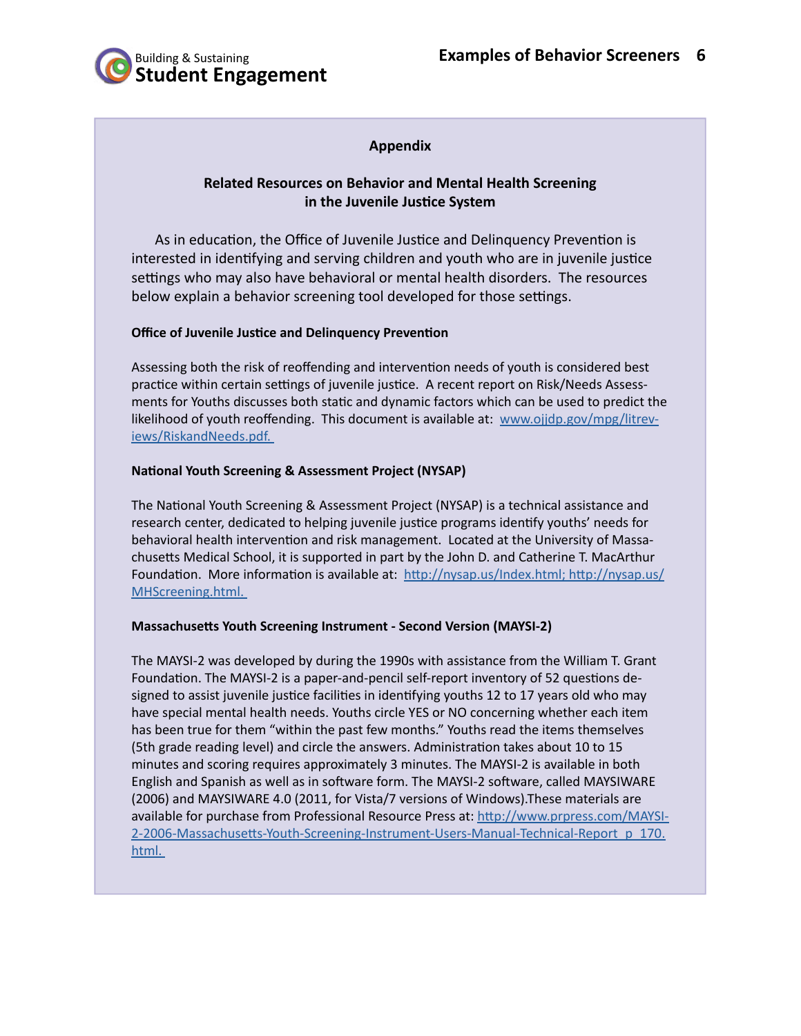## Appendix

### Related Resources on Behavior and Mental Health Screening in the Juvenile Justice System

As in education, the Office of Juvenile Justice and Delinquency Prevention is interested in identifying and serving children and youth who are in juvenile justice settings who may also have behavioral or mental health disorders. The resources below explain a behavior screening tool developed for those settings.

**Office of Juvenile Justice and Delinquency Prevention**

Assessing both the risk of reoffending and intervention needs of youth is considered best practice within certain settings of juvenile justice. A recent report on Risk/Needs Assessments for Youths discusses both static and dynamic factors which can be used to predict the likelihood of youth reoffending. This document is available at: [www.ojjdp.gov/mpg/litreviews/RiskandNeeds.pdf.](www.ojjdp.gov/mpg/litreviews/RiskandNeeds.pdf)

**National Youth Screening & Assessment Project (NYSAP)**

The National Youth Screening & Assessment Project (NYSAP) is a technical assistance and research center, dedicated to helping juvenile justice programs identify youths' needs for behavioral health intervention and risk management. Located at the University of Massachusetts Medical School, it is supported in part by the John D. and Catherine T. MacArthur Foundation. More information is available at: [http://nysap.us/Index.html](http://nysap.us/Index.html); [http://nysap.us/MHScreening.html.](http://nysap.us/MHScreening.html)

**Massachusetts Youth Screening Instrument - Second Version (MAYSI-2)**

The MAYSI-2 was developed by during the 1990s with assistance from the William T. Grant Foundation. The MAYSI-2 is a paper-and-pencil self-report inventory of 52 questions designed to assist juvenile justice facilities in identifying youths 12 to 17 years old who may have special mental health needs. Youths circle YES or NO concerning whether each item has been true for them "within the past few months." Youths read the items themselves (5th grade reading level) and circle the answers. Administration takes about 10 to 15 minutes and scoring requires approximately 3 minutes. The MAYSI-2 is available in both English and Spanish as well as in software form. The MAYSI-2 software, called MAYSIWARE (2006) and MAYSIWARE 4.0 (2011, for Vista/7 versions of Windows).These materials are available for purchase from Professional Resource Press at: [http://www.prpress.com/MAYSI-2-2006-Massachusetts-Youth-Screening-Instrument-Users-Manual-Technical-Report_p_170.html.](http://www.prpress.com/MAYSI-2-2006-Massachusetts-Youth-Screening-Instrument-Users-Manual-Technical-Report_p_170.html)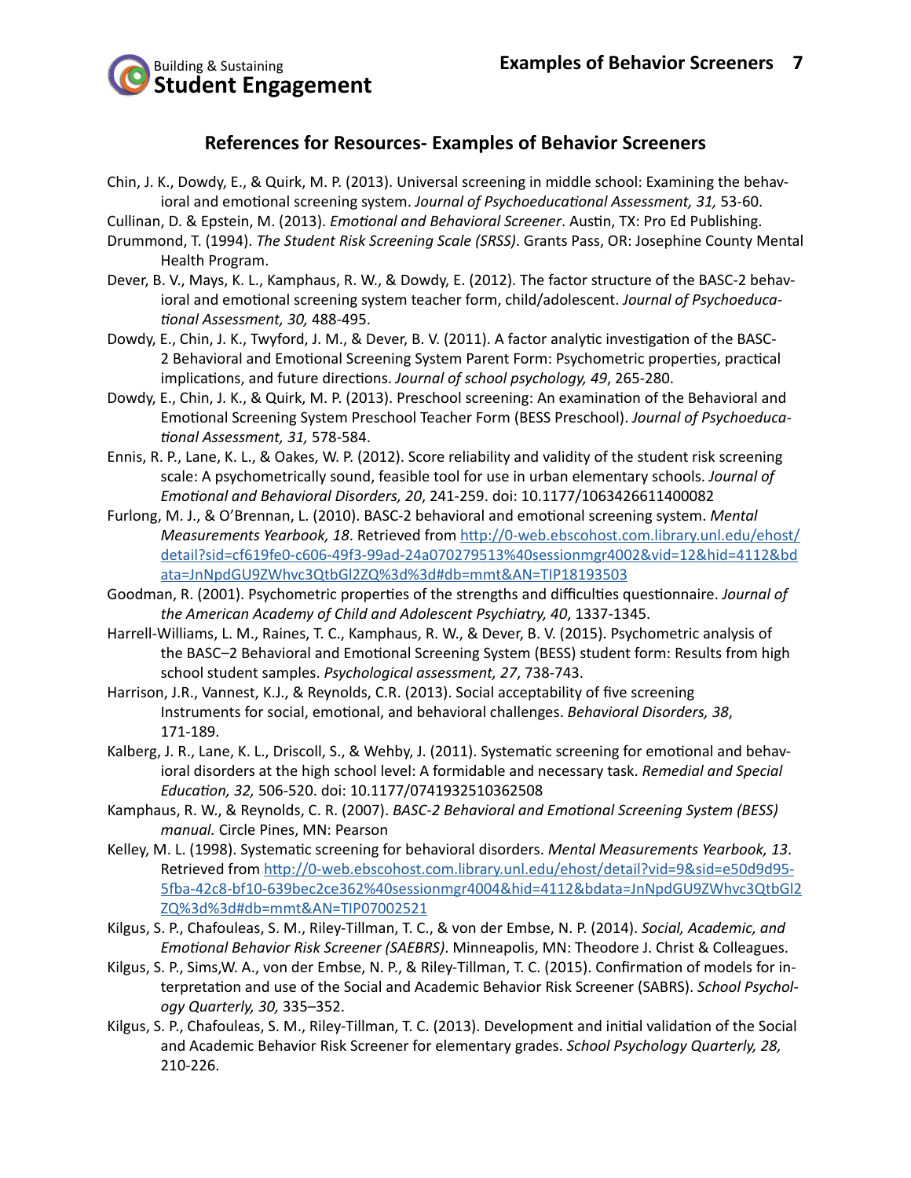## References for Resources- Examples of Behavior Screeners

Chin, J. K., Dowdy, E., & Quirk, M. P. (2013). Universal screening in middle school: Examining the behavioral and emotional screening system. *Journal of Psychoeducational Assessment, 31,* 53-60.

Cullinan, D. & Epstein, M. (2013). *Emotional and Behavioral Screener*. Austin, TX: Pro Ed Publishing.

Drummond, T. (1994). *The Student Risk Screening Scale (SRSS)*. Grants Pass, OR: Josephine County Mental Health Program.

Dever, B. V., Mays, K. L., Kamphaus, R. W., & Dowdy, E. (2012). The factor structure of the BASC-2 behavioral and emotional screening system teacher form, child/adolescent. *Journal of Psychoeducational Assessment, 30,* 488-495.

Dowdy, E., Chin, J. K., Twyford, J. M., & Dever, B. V. (2011). A factor analytic investigation of the BASC-2 Behavioral and Emotional Screening System Parent Form: Psychometric properties, practical implications, and future directions. *Journal of school psychology, 49*, 265-280.

Dowdy, E., Chin, J. K., & Quirk, M. P. (2013). Preschool screening: An examination of the Behavioral and Emotional Screening System Preschool Teacher Form (BESS Preschool). *Journal of Psychoeducational Assessment, 31,* 578-584.

Ennis, R. P., Lane, K. L., & Oakes, W. P. (2012). Score reliability and validity of the student risk screening scale: A psychometrically sound, feasible tool for use in urban elementary schools. *Journal of Emotional and Behavioral Disorders, 20*, 241-259. doi: 10.1177/1063426611400082

Furlong, M. J., & O'Brennan, L. (2010). BASC-2 behavioral and emotional screening system. *Mental Measurements Yearbook, 18*. Retrieved from http://0-web.ebscohost.com.library.unl.edu/ehost/detail?sid=cf619fe0-c606-49f3-99ad-24a070279513%40sessionmgr4002&vid=12&hid=4112&bdata=JnNpdGU9ZWhvc3QtbGl2ZQ%3d%3d#db=mmt&AN=TIP18193503

Goodman, R. (2001). Psychometric properties of the strengths and difficulties questionnaire. *Journal of the American Academy of Child and Adolescent Psychiatry, 40*, 1337-1345.

Harrell-Williams, L. M., Raines, T. C., Kamphaus, R. W., & Dever, B. V. (2015). Psychometric analysis of the BASC–2 Behavioral and Emotional Screening System (BESS) student form: Results from high school student samples. *Psychological assessment, 27*, 738-743.

Harrison, J.R., Vannest, K.J., & Reynolds, C.R. (2013). Social acceptability of five screening Instruments for social, emotional, and behavioral challenges. *Behavioral Disorders, 38*, 171-189.

Kalberg, J. R., Lane, K. L., Driscoll, S., & Wehby, J. (2011). Systematic screening for emotional and behavioral disorders at the high school level: A formidable and necessary task. *Remedial and Special Education, 32,* 506-520. doi: 10.1177/0741932510362508

Kamphaus, R. W., & Reynolds, C. R. (2007). *BASC-2 Behavioral and Emotional Screening System (BESS) manual.* Circle Pines, MN: Pearson

Kelley, M. L. (1998). Systematic screening for behavioral disorders. *Mental Measurements Yearbook, 13*. Retrieved from http://0-web.ebscohost.com.library.unl.edu/ehost/detail?vid=9&sid=e50d9d95-5fba-42c8-bf10-639bec2ce362%40sessionmgr4004&hid=4112&bdata=JnNpdGU9ZWhvc3QtbGl2ZQ%3d%3d#db=mmt&AN=TIP07002521

Kilgus, S. P., Chafouleas, S. M., Riley-Tillman, T. C., & von der Embse, N. P. (2014). *Social, Academic, and Emotional Behavior Risk Screener (SAEBRS)*. Minneapolis, MN: Theodore J. Christ & Colleagues.

Kilgus, S. P., Sims,W. A., von der Embse, N. P., & Riley-Tillman, T. C. (2015). Confirmation of models for interpretation and use of the Social and Academic Behavior Risk Screener (SABRS). *School Psychology Quarterly, 30,* 335–352.

Kilgus, S. P., Chafouleas, S. M., Riley-Tillman, T. C. (2013). Development and initial validation of the Social and Academic Behavior Risk Screener for elementary grades. *School Psychology Quarterly, 28,* 210-226.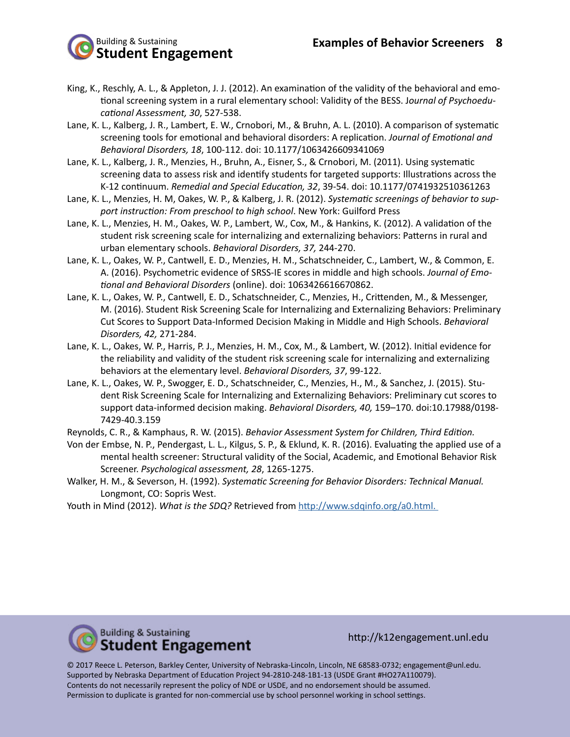King, K., Reschly, A. L., & Appleton, J. J. (2012). An examination of the validity of the behavioral and emotional screening system in a rural elementary school: Validity of the BESS. J*ournal of Psychoeducational Assessment, 30*, 527-538.

Lane, K. L., Kalberg, J. R., Lambert, E. W., Crnobori, M., & Bruhn, A. L. (2010). A comparison of systematic screening tools for emotional and behavioral disorders: A replication. *Journal of Emotional and Behavioral Disorders, 18*, 100-112. doi: 10.1177/1063426609341069

Lane, K. L., Kalberg, J. R., Menzies, H., Bruhn, A., Eisner, S., & Crnobori, M. (2011). Using systematic screening data to assess risk and identify students for targeted supports: Illustrations across the K-12 continuum. *Remedial and Special Education, 32*, 39-54. doi: 10.1177/0741932510361263

Lane, K. L., Menzies, H. M, Oakes, W. P., & Kalberg, J. R. (2012). *Systematic screenings of behavior to support instruction: From preschool to high school*. New York: Guilford Press

Lane, K. L., Menzies, H. M., Oakes, W. P., Lambert, W., Cox, M., & Hankins, K. (2012). A validation of the student risk screening scale for internalizing and externalizing behaviors: Patterns in rural and urban elementary schools. *Behavioral Disorders, 37,* 244-270.

Lane, K. L., Oakes, W. P., Cantwell, E. D., Menzies, H. M., Schatschneider, C., Lambert, W., & Common, E. A. (2016). Psychometric evidence of SRSS-IE scores in middle and high schools. *Journal of Emotional and Behavioral Disorders* (online). doi: 1063426616670862.

Lane, K. L., Oakes, W. P., Cantwell, E. D., Schatschneider, C., Menzies, H., Crittenden, M., & Messenger, M. (2016). Student Risk Screening Scale for Internalizing and Externalizing Behaviors: Preliminary Cut Scores to Support Data-Informed Decision Making in Middle and High Schools. *Behavioral Disorders, 42,* 271-284.

Lane, K. L., Oakes, W. P., Harris, P. J., Menzies, H. M., Cox, M., & Lambert, W. (2012). Initial evidence for the reliability and validity of the student risk screening scale for internalizing and externalizing behaviors at the elementary level. *Behavioral Disorders, 37*, 99-122.

Lane, K. L., Oakes, W. P., Swogger, E. D., Schatschneider, C., Menzies, H., M., & Sanchez, J. (2015). Student Risk Screening Scale for Internalizing and Externalizing Behaviors: Preliminary cut scores to support data-informed decision making. *Behavioral Disorders, 40,* 159–170. doi:10.17988/0198-7429-40.3.159

Reynolds, C. R., & Kamphaus, R. W. (2015). *Behavior Assessment System for Children, Third Edition.*

Von der Embse, N. P., Pendergast, L. L., Kilgus, S. P., & Eklund, K. R. (2016). Evaluating the applied use of a mental health screener: Structural validity of the Social, Academic, and Emotional Behavior Risk Screener. *Psychological assessment, 28*, 1265-1275.

Walker, H. M., & Severson, H. (1992). *Systematic Screening for Behavior Disorders: Technical Manual.* Longmont, CO: Sopris West.

Youth in Mind (2012). *What is the SDQ?* Retrieved from http://www.sdqinfo.org/a0.html.

http://k12engagement.unl.edu

© 2017 Reece L. Peterson, Barkley Center, University of Nebraska-Lincoln, Lincoln, NE 68583-0732; engagement@unl.edu.
Supported by Nebraska Department of Education Project 94-2810-248-1B1-13 (USDE Grant #HO27A110079).
Contents do not necessarily represent the policy of NDE or USDE, and no endorsement should be assumed.
Permission to duplicate is granted for non-commercial use by school personnel working in school settings.